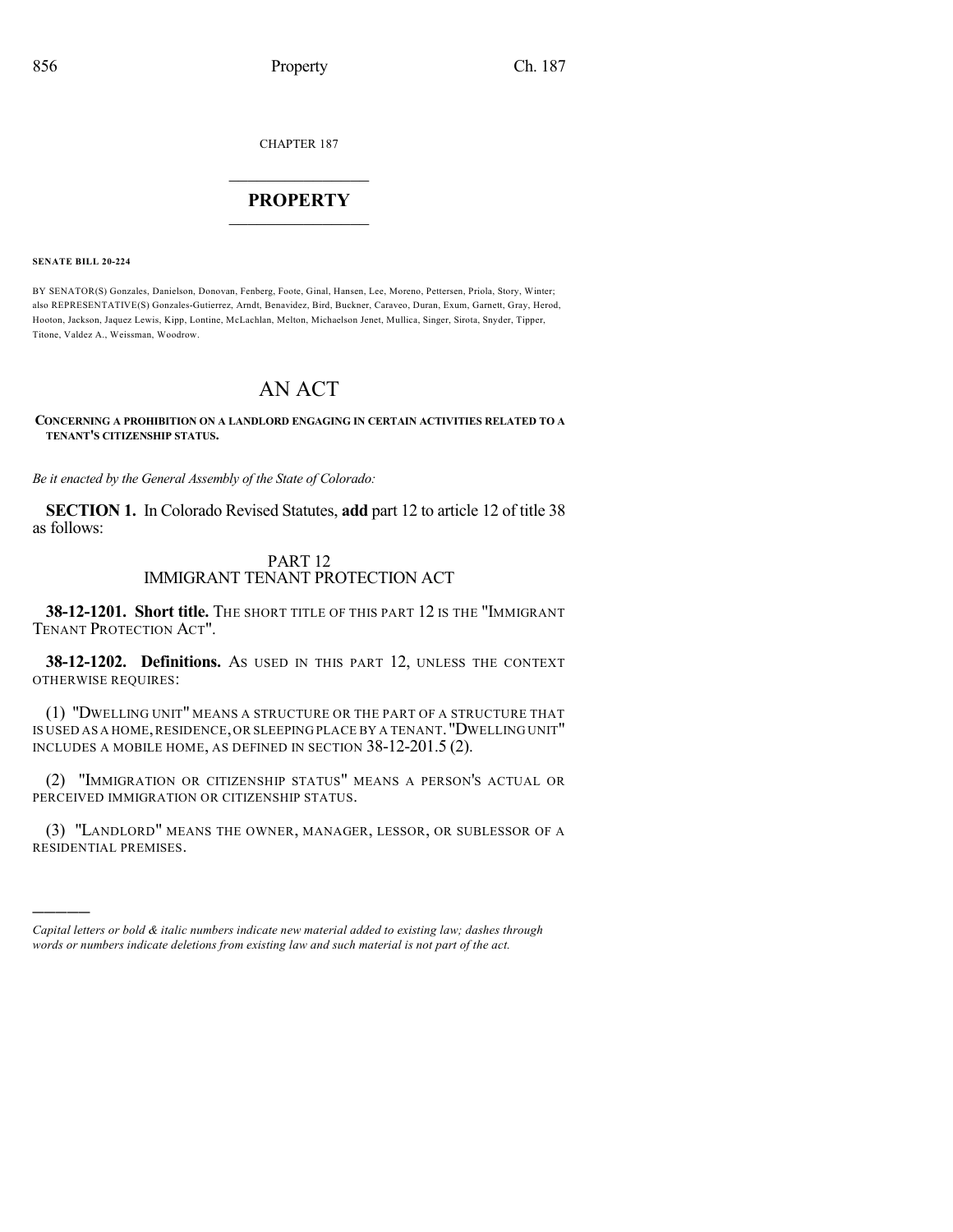CHAPTER 187

# PROPERTY

**SENATE BILL 20-224**

BY SENATOR(S) Gonzales, Danielson, Donovan, Fenberg, Foote, Ginal, Hansen, Lee, Moreno, Pettersen, Priola, Story, Winter; also REPRESENTATIVE(S) Gonzales-Gutierrez, Arndt, Benavidez, Bird, Buckner, Caraveo, Duran, Exum, Garnett, Gray, Herod, Hooton, Jackson, Jaquez Lewis, Kipp, Lontine, McLachlan, Melton, Michaelson Jenet, Mullica, Singer, Sirota, Snyder, Tipper, Titone, Valdez A., Weissman, Woodrow.

# AN ACT

**CONCERNING A PROHIBITION ON A LANDLORD ENGAGING IN CERTAIN ACTIVITIES RELATED TO A TENANT'S CITIZENSHIP STATUS.**

*Be it enacted by the General Assembly of the State of Colorado:*

**SECTION 1.** In Colorado Revised Statutes, **add** part 12 to article 12 of title 38 as follows:

## PART 12
## IMMIGRANT TENANT PROTECTION ACT

**38-12-1201. Short title.** THE SHORT TITLE OF THIS PART 12 IS THE "IMMIGRANT TENANT PROTECTION ACT".

**38-12-1202. Definitions.** AS USED IN THIS PART 12, UNLESS THE CONTEXT OTHERWISE REQUIRES:

(1) "DWELLING UNIT" MEANS A STRUCTURE OR THE PART OF A STRUCTURE THAT IS USED AS A HOME, RESIDENCE, OR SLEEPING PLACE BY A TENANT. "DWELLING UNIT" INCLUDES A MOBILE HOME, AS DEFINED IN SECTION 38-12-201.5 (2).

(2) "IMMIGRATION OR CITIZENSHIP STATUS" MEANS A PERSON'S ACTUAL OR PERCEIVED IMMIGRATION OR CITIZENSHIP STATUS.

(3) "LANDLORD" MEANS THE OWNER, MANAGER, LESSOR, OR SUBLESSOR OF A RESIDENTIAL PREMISES.

---

*Capital letters or bold & italic numbers indicate new material added to existing law; dashes through words or numbers indicate deletions from existing law and such material is not part of the act.*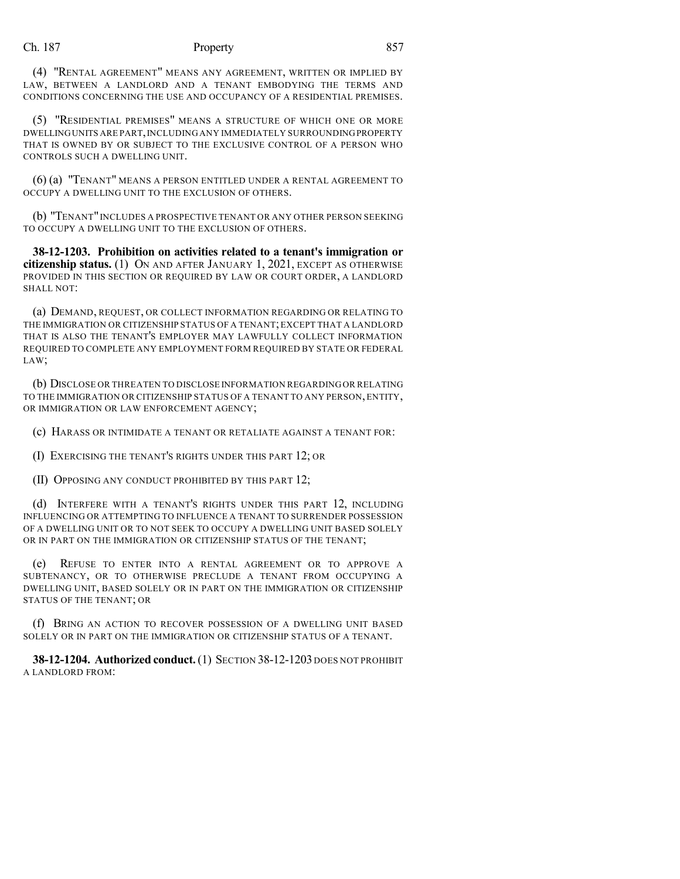(4) "RENTAL AGREEMENT" MEANS ANY AGREEMENT, WRITTEN OR IMPLIED BY LAW, BETWEEN A LANDLORD AND A TENANT EMBODYING THE TERMS AND CONDITIONS CONCERNING THE USE AND OCCUPANCY OF A RESIDENTIAL PREMISES.

(5) "RESIDENTIAL PREMISES" MEANS A STRUCTURE OF WHICH ONE OR MORE DWELLING UNITS ARE PART, INCLUDING ANY IMMEDIATELY SURROUNDING PROPERTY THAT IS OWNED BY OR SUBJECT TO THE EXCLUSIVE CONTROL OF A PERSON WHO CONTROLS SUCH A DWELLING UNIT.

(6) (a) "TENANT" MEANS A PERSON ENTITLED UNDER A RENTAL AGREEMENT TO OCCUPY A DWELLING UNIT TO THE EXCLUSION OF OTHERS.

(b) "TENANT" INCLUDES A PROSPECTIVE TENANT OR ANY OTHER PERSON SEEKING TO OCCUPY A DWELLING UNIT TO THE EXCLUSION OF OTHERS.

**38-12-1203. Prohibition on activities related to a tenant's immigration or citizenship status.** (1) ON AND AFTER JANUARY 1, 2021, EXCEPT AS OTHERWISE PROVIDED IN THIS SECTION OR REQUIRED BY LAW OR COURT ORDER, A LANDLORD SHALL NOT:

(a) DEMAND, REQUEST, OR COLLECT INFORMATION REGARDING OR RELATING TO THE IMMIGRATION OR CITIZENSHIP STATUS OF A TENANT; EXCEPT THAT A LANDLORD THAT IS ALSO THE TENANT'S EMPLOYER MAY LAWFULLY COLLECT INFORMATION REQUIRED TO COMPLETE ANY EMPLOYMENT FORM REQUIRED BY STATE OR FEDERAL LAW;

(b) DISCLOSE OR THREATEN TO DISCLOSE INFORMATION REGARDING OR RELATING TO THE IMMIGRATION OR CITIZENSHIP STATUS OF A TENANT TO ANY PERSON, ENTITY, OR IMMIGRATION OR LAW ENFORCEMENT AGENCY;

(c) HARASS OR INTIMIDATE A TENANT OR RETALIATE AGAINST A TENANT FOR:

(I) EXERCISING THE TENANT'S RIGHTS UNDER THIS PART 12; OR

(II) OPPOSING ANY CONDUCT PROHIBITED BY THIS PART 12;

(d) INTERFERE WITH A TENANT'S RIGHTS UNDER THIS PART 12, INCLUDING INFLUENCING OR ATTEMPTING TO INFLUENCE A TENANT TO SURRENDER POSSESSION OF A DWELLING UNIT OR TO NOT SEEK TO OCCUPY A DWELLING UNIT BASED SOLELY OR IN PART ON THE IMMIGRATION OR CITIZENSHIP STATUS OF THE TENANT;

(e) REFUSE TO ENTER INTO A RENTAL AGREEMENT OR TO APPROVE A SUBTENANCY, OR TO OTHERWISE PRECLUDE A TENANT FROM OCCUPYING A DWELLING UNIT, BASED SOLELY OR IN PART ON THE IMMIGRATION OR CITIZENSHIP STATUS OF THE TENANT; OR

(f) BRING AN ACTION TO RECOVER POSSESSION OF A DWELLING UNIT BASED SOLELY OR IN PART ON THE IMMIGRATION OR CITIZENSHIP STATUS OF A TENANT.

**38-12-1204. Authorized conduct.** (1) SECTION 38-12-1203 DOES NOT PROHIBIT A LANDLORD FROM: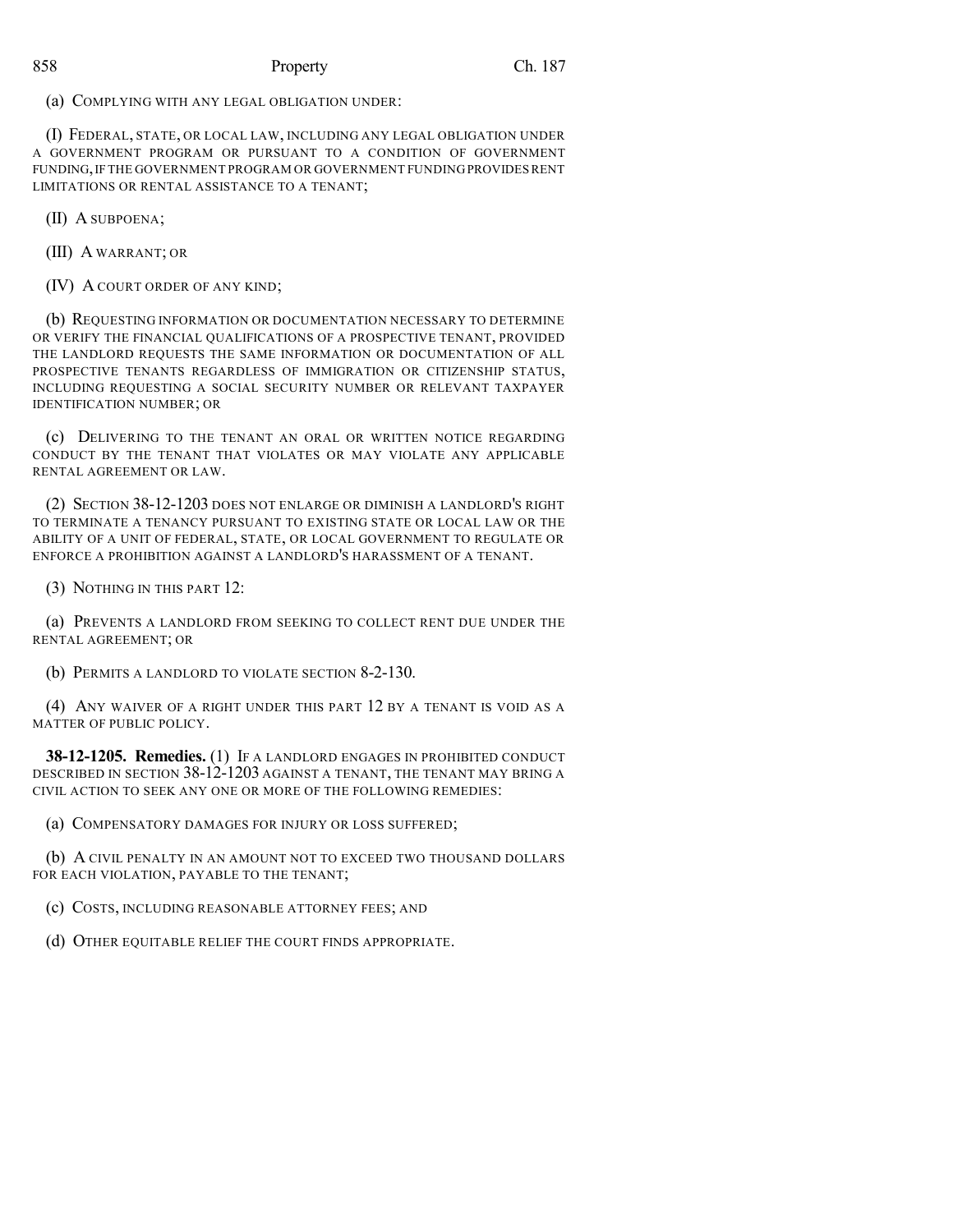(a) COMPLYING WITH ANY LEGAL OBLIGATION UNDER:

(I) FEDERAL, STATE, OR LOCAL LAW, INCLUDING ANY LEGAL OBLIGATION UNDER A GOVERNMENT PROGRAM OR PURSUANT TO A CONDITION OF GOVERNMENT FUNDING, IF THE GOVERNMENT PROGRAM OR GOVERNMENT FUNDING PROVIDES RENT LIMITATIONS OR RENTAL ASSISTANCE TO A TENANT;

(II) A SUBPOENA;

(III) A WARRANT; OR

(IV) A COURT ORDER OF ANY KIND;

(b) REQUESTING INFORMATION OR DOCUMENTATION NECESSARY TO DETERMINE OR VERIFY THE FINANCIAL QUALIFICATIONS OF A PROSPECTIVE TENANT, PROVIDED THE LANDLORD REQUESTS THE SAME INFORMATION OR DOCUMENTATION OF ALL PROSPECTIVE TENANTS REGARDLESS OF IMMIGRATION OR CITIZENSHIP STATUS, INCLUDING REQUESTING A SOCIAL SECURITY NUMBER OR RELEVANT TAXPAYER IDENTIFICATION NUMBER; OR

(c) DELIVERING TO THE TENANT AN ORAL OR WRITTEN NOTICE REGARDING CONDUCT BY THE TENANT THAT VIOLATES OR MAY VIOLATE ANY APPLICABLE RENTAL AGREEMENT OR LAW.

(2) SECTION 38-12-1203 DOES NOT ENLARGE OR DIMINISH A LANDLORD'S RIGHT TO TERMINATE A TENANCY PURSUANT TO EXISTING STATE OR LOCAL LAW OR THE ABILITY OF A UNIT OF FEDERAL, STATE, OR LOCAL GOVERNMENT TO REGULATE OR ENFORCE A PROHIBITION AGAINST A LANDLORD'S HARASSMENT OF A TENANT.

(3) NOTHING IN THIS PART 12:

(a) PREVENTS A LANDLORD FROM SEEKING TO COLLECT RENT DUE UNDER THE RENTAL AGREEMENT; OR

(b) PERMITS A LANDLORD TO VIOLATE SECTION 8-2-130.

(4) ANY WAIVER OF A RIGHT UNDER THIS PART 12 BY A TENANT IS VOID AS A MATTER OF PUBLIC POLICY.

**38-12-1205. Remedies.** (1) IF A LANDLORD ENGAGES IN PROHIBITED CONDUCT DESCRIBED IN SECTION 38-12-1203 AGAINST A TENANT, THE TENANT MAY BRING A CIVIL ACTION TO SEEK ANY ONE OR MORE OF THE FOLLOWING REMEDIES:

(a) COMPENSATORY DAMAGES FOR INJURY OR LOSS SUFFERED;

(b) A CIVIL PENALTY IN AN AMOUNT NOT TO EXCEED TWO THOUSAND DOLLARS FOR EACH VIOLATION, PAYABLE TO THE TENANT;

(c) COSTS, INCLUDING REASONABLE ATTORNEY FEES; AND

(d) OTHER EQUITABLE RELIEF THE COURT FINDS APPROPRIATE.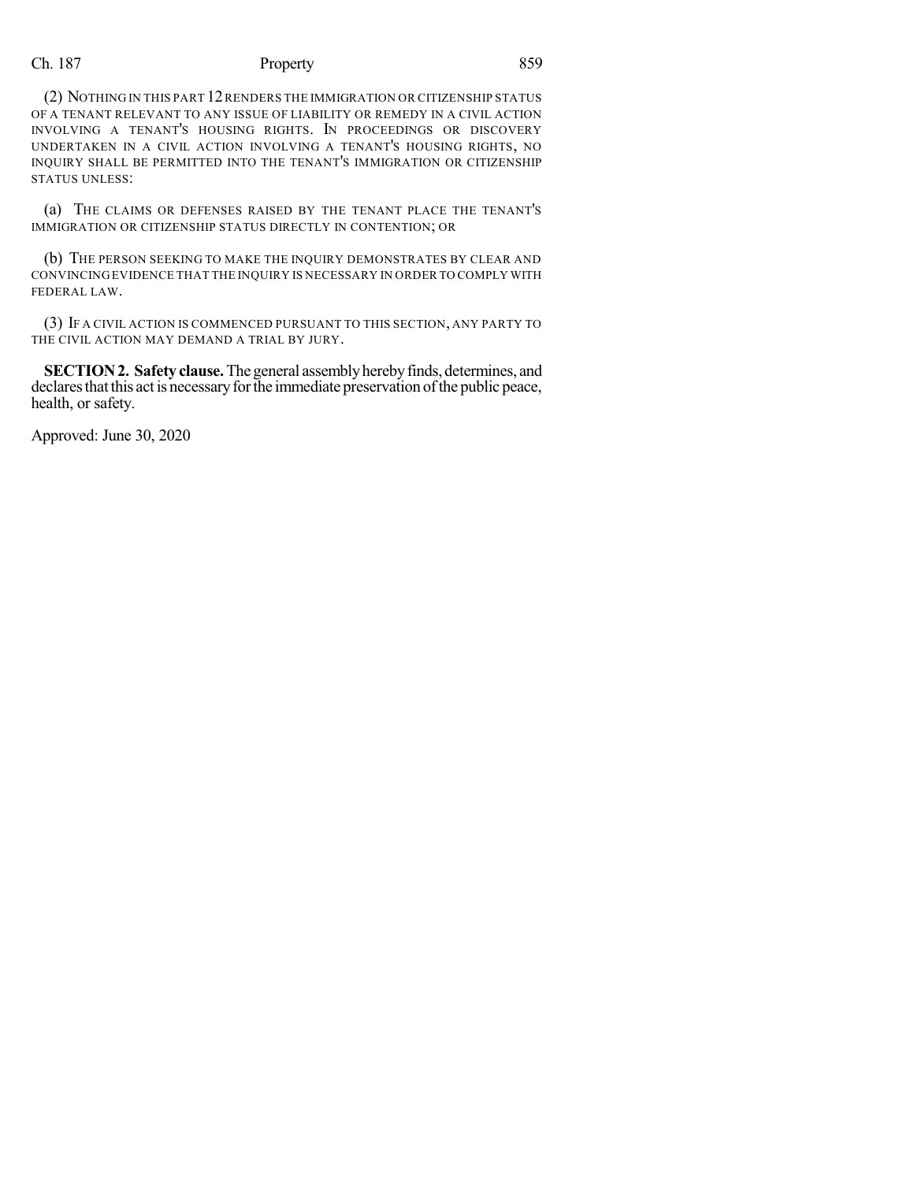(2) NOTHING IN THIS PART 12 RENDERS THE IMMIGRATION OR CITIZENSHIP STATUS OF A TENANT RELEVANT TO ANY ISSUE OF LIABILITY OR REMEDY IN A CIVIL ACTION INVOLVING A TENANT'S HOUSING RIGHTS. IN PROCEEDINGS OR DISCOVERY UNDERTAKEN IN A CIVIL ACTION INVOLVING A TENANT'S HOUSING RIGHTS, NO INQUIRY SHALL BE PERMITTED INTO THE TENANT'S IMMIGRATION OR CITIZENSHIP STATUS UNLESS:

(a) THE CLAIMS OR DEFENSES RAISED BY THE TENANT PLACE THE TENANT'S IMMIGRATION OR CITIZENSHIP STATUS DIRECTLY IN CONTENTION; OR

(b) THE PERSON SEEKING TO MAKE THE INQUIRY DEMONSTRATES BY CLEAR AND CONVINCING EVIDENCE THAT THE INQUIRY IS NECESSARY IN ORDER TO COMPLY WITH FEDERAL LAW.

(3) IF A CIVIL ACTION IS COMMENCED PURSUANT TO THIS SECTION, ANY PARTY TO THE CIVIL ACTION MAY DEMAND A TRIAL BY JURY.

**SECTION 2. Safety clause.** The general assembly hereby finds, determines, and declares that this act is necessary for the immediate preservation of the public peace, health, or safety.

Approved: June 30, 2020